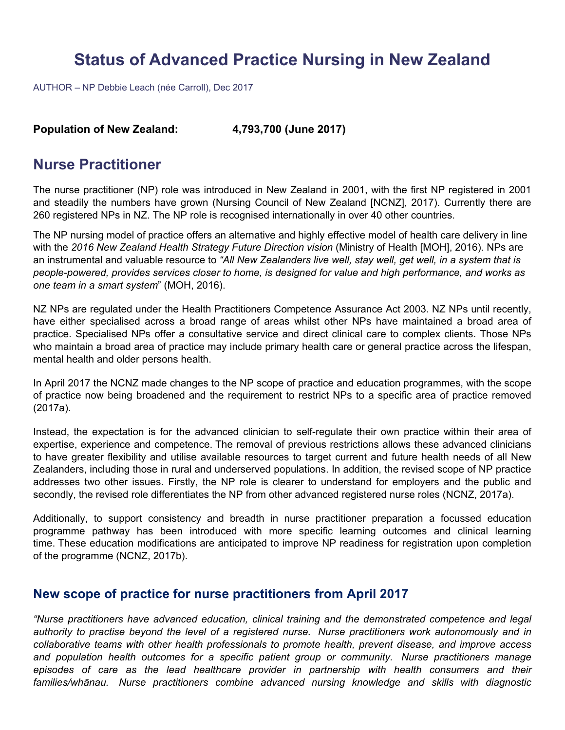# Status of Advanced Practice Nursing in New Zealand

AUTHOR – NP Debbie Leach (née Carroll), Dec 2017

**Population of New Zealand: 4,793,700 (June 2017)**

## Nurse Practitioner

The nurse practitioner (NP) role was introduced in New Zealand in 2001, with the first NP registered in 2001 and steadily the numbers have grown (Nursing Council of New Zealand [NCNZ], 2017). Currently there are 260 registered NPs in NZ. The NP role is recognised internationally in over 40 other countries.

The NP nursing model of practice offers an alternative and highly effective model of health care delivery in line with the *2016 New Zealand Health Strategy Future Direction vision* (Ministry of Health [MOH], 2016). NPs are an instrumental and valuable resource to *"All New Zealanders live well, stay well, get well, in a system that is people-powered, provides services closer to home, is designed for value and high performance, and works as one team in a smart system*" (MOH, 2016).

NZ NPs are regulated under the Health Practitioners Competence Assurance Act 2003. NZ NPs until recently, have either specialised across a broad range of areas whilst other NPs have maintained a broad area of practice. Specialised NPs offer a consultative service and direct clinical care to complex clients. Those NPs who maintain a broad area of practice may include primary health care or general practice across the lifespan, mental health and older persons health.

In April 2017 the NCNZ made changes to the NP scope of practice and education programmes, with the scope of practice now being broadened and the requirement to restrict NPs to a specific area of practice removed (2017a).

Instead, the expectation is for the advanced clinician to self-regulate their own practice within their area of expertise, experience and competence. The removal of previous restrictions allows these advanced clinicians to have greater flexibility and utilise available resources to target current and future health needs of all New Zealanders, including those in rural and underserved populations. In addition, the revised scope of NP practice addresses two other issues. Firstly, the NP role is clearer to understand for employers and the public and secondly, the revised role differentiates the NP from other advanced registered nurse roles (NCNZ, 2017a).

Additionally, to support consistency and breadth in nurse practitioner preparation a focussed education programme pathway has been introduced with more specific learning outcomes and clinical learning time. These education modifications are anticipated to improve NP readiness for registration upon completion of the programme (NCNZ, 2017b).

### New scope of practice for nurse practitioners from April 2017

*"Nurse practitioners have advanced education, clinical training and the demonstrated competence and legal authority to practise beyond the level of a registered nurse. Nurse practitioners work autonomously and in collaborative teams with other health professionals to promote health, prevent disease, and improve access and population health outcomes for a specific patient group or community. Nurse practitioners manage episodes of care as the lead healthcare provider in partnership with health consumers and their families/whānau. Nurse practitioners combine advanced nursing knowledge and skills with diagnostic*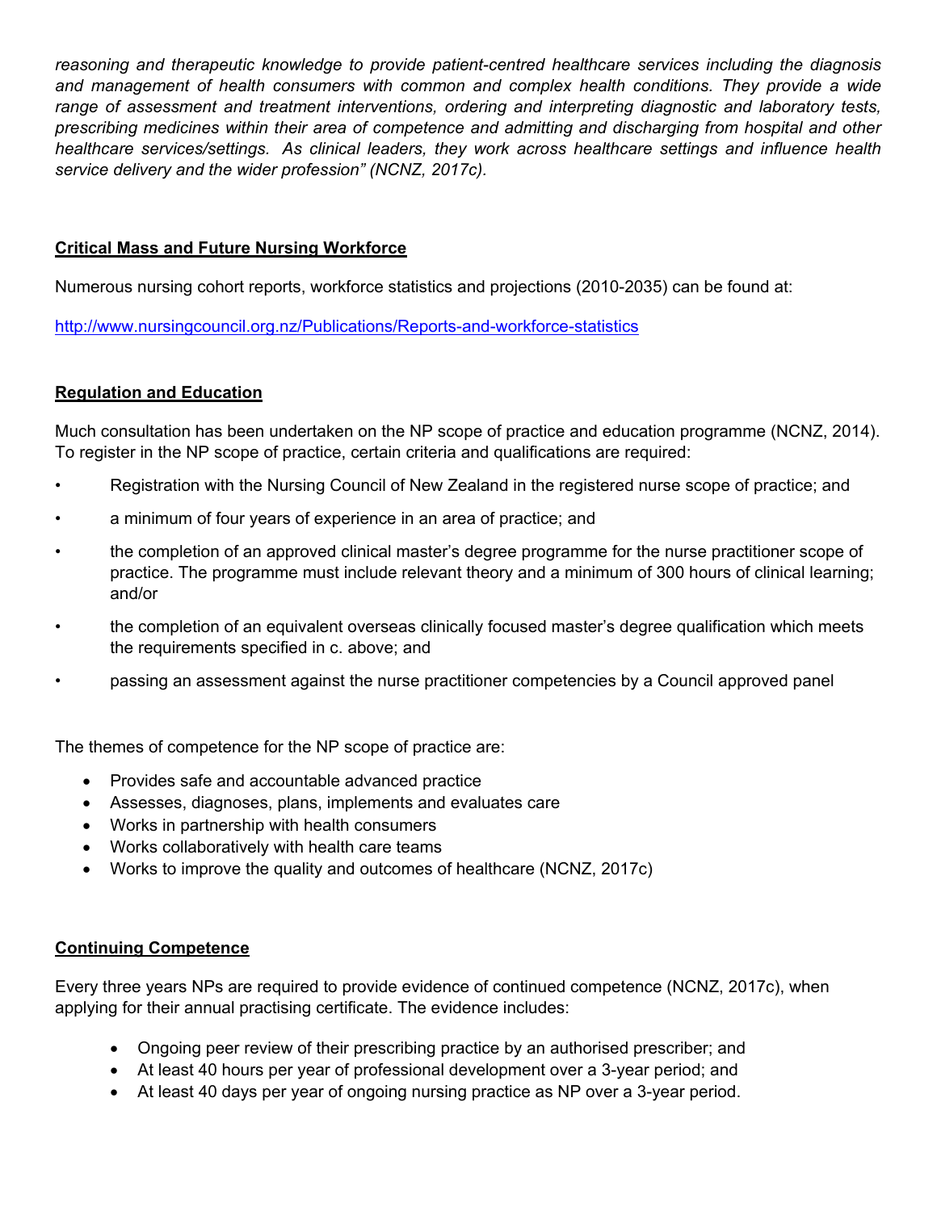*reasoning and therapeutic knowledge to provide patient-centred healthcare services including the diagnosis and management of health consumers with common and complex health conditions. They provide a wide range of assessment and treatment interventions, ordering and interpreting diagnostic and laboratory tests, prescribing medicines within their area of competence and admitting and discharging from hospital and other healthcare services/settings. As clinical leaders, they work across healthcare settings and influence health service delivery and the wider profession" (NCNZ, 2017c).*

## Critical Mass and Future Nursing Workforce

Numerous nursing cohort reports, workforce statistics and projections (2010-2035) can be found at:

http://www.nursingcouncil.org.nz/Publications/Reports-and-workforce-statistics

## Regulation and Education

Much consultation has been undertaken on the NP scope of practice and education programme (NCNZ, 2014). To register in the NP scope of practice, certain criteria and qualifications are required:

- Registration with the Nursing Council of New Zealand in the registered nurse scope of practice; and
- a minimum of four years of experience in an area of practice; and
- the completion of an approved clinical master's degree programme for the nurse practitioner scope of practice. The programme must include relevant theory and a minimum of 300 hours of clinical learning; and/or
- the completion of an equivalent overseas clinically focused master's degree qualification which meets the requirements specified in c. above; and
- passing an assessment against the nurse practitioner competencies by a Council approved panel

The themes of competence for the NP scope of practice are:

- Provides safe and accountable advanced practice
- Assesses, diagnoses, plans, implements and evaluates care
- Works in partnership with health consumers
- Works collaboratively with health care teams
- Works to improve the quality and outcomes of healthcare (NCNZ, 2017c)

## Continuing Competence

Every three years NPs are required to provide evidence of continued competence (NCNZ, 2017c), when applying for their annual practising certificate. The evidence includes:

- Ongoing peer review of their prescribing practice by an authorised prescriber; and
- At least 40 hours per year of professional development over a 3-year period; and
- At least 40 days per year of ongoing nursing practice as NP over a 3-year period.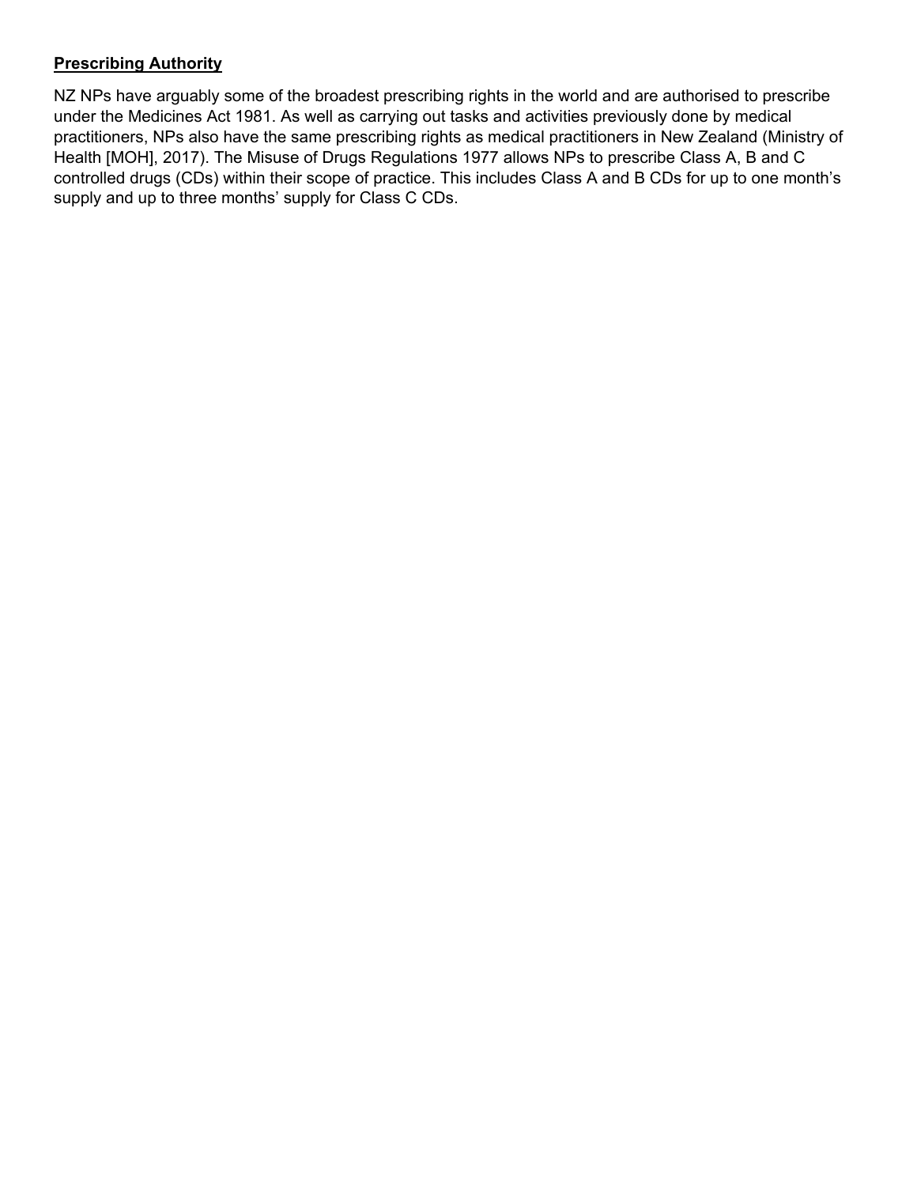**Prescribing Authority**

NZ NPs have arguably some of the broadest prescribing rights in the world and are authorised to prescribe under the Medicines Act 1981. As well as carrying out tasks and activities previously done by medical practitioners, NPs also have the same prescribing rights as medical practitioners in New Zealand (Ministry of Health [MOH], 2017). The Misuse of Drugs Regulations 1977 allows NPs to prescribe Class A, B and C controlled drugs (CDs) within their scope of practice. This includes Class A and B CDs for up to one month's supply and up to three months' supply for Class C CDs.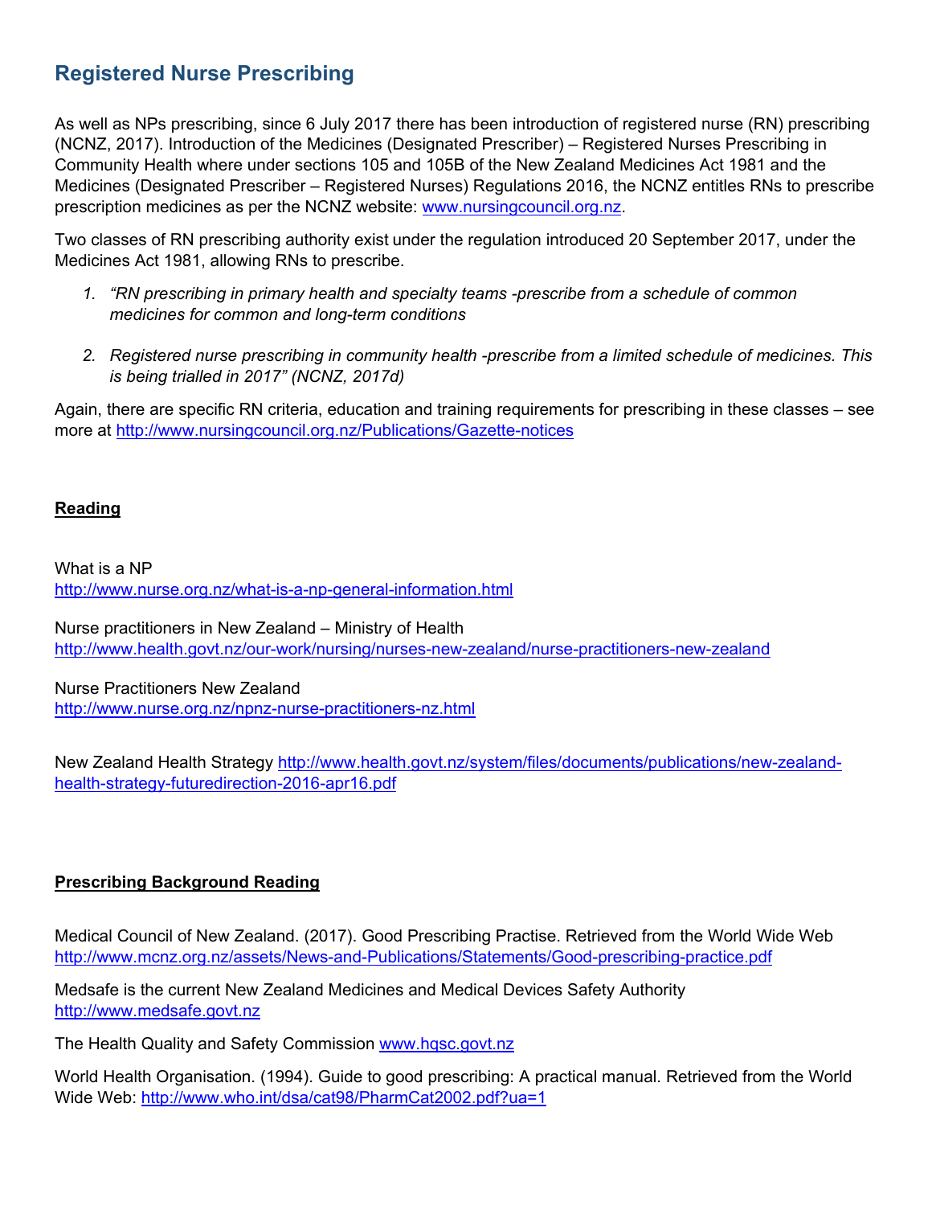## Registered Nurse Prescribing

As well as NPs prescribing, since 6 July 2017 there has been introduction of registered nurse (RN) prescribing (NCNZ, 2017). Introduction of the Medicines (Designated Prescriber) – Registered Nurses Prescribing in Community Health where under sections 105 and 105B of the New Zealand Medicines Act 1981 and the Medicines (Designated Prescriber – Registered Nurses) Regulations 2016, the NCNZ entitles RNs to prescribe prescription medicines as per the NCNZ website: [www.nursingcouncil.org.nz](www.nursingcouncil.org.nz).

Two classes of RN prescribing authority exist under the regulation introduced 20 September 2017, under the Medicines Act 1981, allowing RNs to prescribe.

1. *"RN prescribing in primary health and specialty teams -prescribe from a schedule of common medicines for common and long-term conditions*
2. *Registered nurse prescribing in community health -prescribe from a limited schedule of medicines. This is being trialled in 2017" (NCNZ, 2017d)*

Again, there are specific RN criteria, education and training requirements for prescribing in these classes – see more at [http://www.nursingcouncil.org.nz/Publications/Gazette-notices](http://www.nursingcouncil.org.nz/Publications/Gazette-notices)

**Reading**

What is a NP
[http://www.nurse.org.nz/what-is-a-np-general-information.html](http://www.nurse.org.nz/what-is-a-np-general-information.html)

Nurse practitioners in New Zealand – Ministry of Health
[http://www.health.govt.nz/our-work/nursing/nurses-new-zealand/nurse-practitioners-new-zealand](http://www.health.govt.nz/our-work/nursing/nurses-new-zealand/nurse-practitioners-new-zealand)

Nurse Practitioners New Zealand
[http://www.nurse.org.nz/npnz-nurse-practitioners-nz.html](http://www.nurse.org.nz/npnz-nurse-practitioners-nz.html)

New Zealand Health Strategy [http://www.health.govt.nz/system/files/documents/publications/new-zealand-health-strategy-futuredirection-2016-apr16.pdf](http://www.health.govt.nz/system/files/documents/publications/new-zealand-health-strategy-futuredirection-2016-apr16.pdf)

**Prescribing Background Reading**

Medical Council of New Zealand. (2017). Good Prescribing Practise. Retrieved from the World Wide Web [http://www.mcnz.org.nz/assets/News-and-Publications/Statements/Good-prescribing-practice.pdf](http://www.mcnz.org.nz/assets/News-and-Publications/Statements/Good-prescribing-practice.pdf)

Medsafe is the current New Zealand Medicines and Medical Devices Safety Authority
[http://www.medsafe.govt.nz](http://www.medsafe.govt.nz)

The Health Quality and Safety Commission [www.hqsc.govt.nz](www.hqsc.govt.nz)

World Health Organisation. (1994). Guide to good prescribing: A practical manual. Retrieved from the World Wide Web: [http://www.who.int/dsa/cat98/PharmCat2002.pdf?ua=1](http://www.who.int/dsa/cat98/PharmCat2002.pdf?ua=1)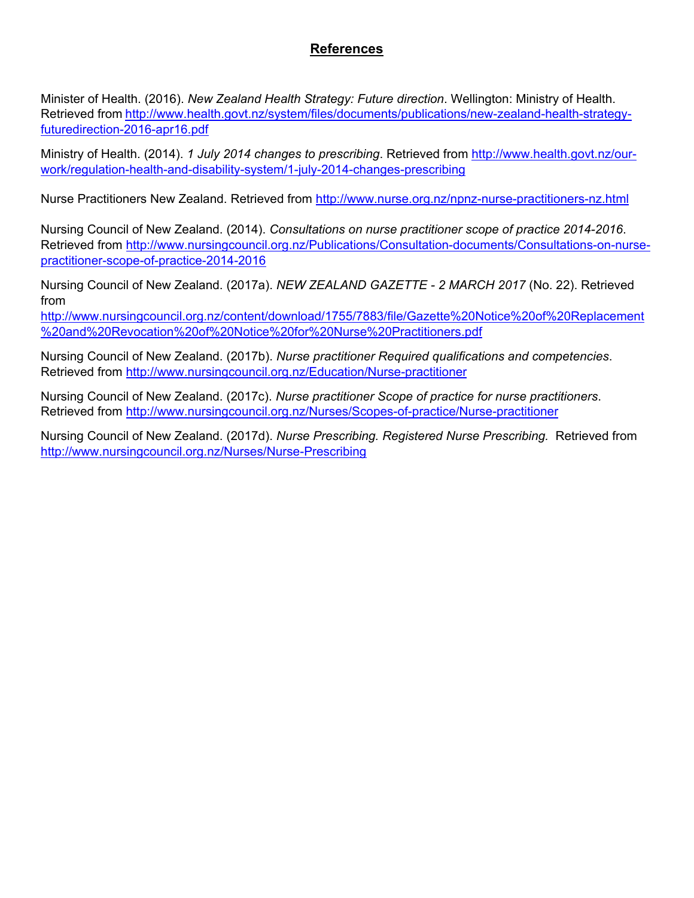# References

Minister of Health. (2016). *New Zealand Health Strategy: Future direction*. Wellington: Ministry of Health. Retrieved from http://www.health.govt.nz/system/files/documents/publications/new-zealand-health-strategy-futuredirection-2016-apr16.pdf

Ministry of Health. (2014). *1 July 2014 changes to prescribing*. Retrieved from http://www.health.govt.nz/our-work/regulation-health-and-disability-system/1-july-2014-changes-prescribing

Nurse Practitioners New Zealand. Retrieved from http://www.nurse.org.nz/npnz-nurse-practitioners-nz.html

Nursing Council of New Zealand. (2014). *Consultations on nurse practitioner scope of practice 2014-2016*. Retrieved from http://www.nursingcouncil.org.nz/Publications/Consultation-documents/Consultations-on-nurse-practitioner-scope-of-practice-2014-2016

Nursing Council of New Zealand. (2017a). *NEW ZEALAND GAZETTE - 2 MARCH 2017* (No. 22). Retrieved from http://www.nursingcouncil.org.nz/content/download/1755/7883/file/Gazette%20Notice%20of%20Replacement%20and%20Revocation%20of%20Notice%20for%20Nurse%20Practitioners.pdf

Nursing Council of New Zealand. (2017b). *Nurse practitioner Required qualifications and competencies*. Retrieved from http://www.nursingcouncil.org.nz/Education/Nurse-practitioner

Nursing Council of New Zealand. (2017c). *Nurse practitioner Scope of practice for nurse practitioners*. Retrieved from http://www.nursingcouncil.org.nz/Nurses/Scopes-of-practice/Nurse-practitioner

Nursing Council of New Zealand. (2017d). *Nurse Prescribing. Registered Nurse Prescribing.* Retrieved from http://www.nursingcouncil.org.nz/Nurses/Nurse-Prescribing